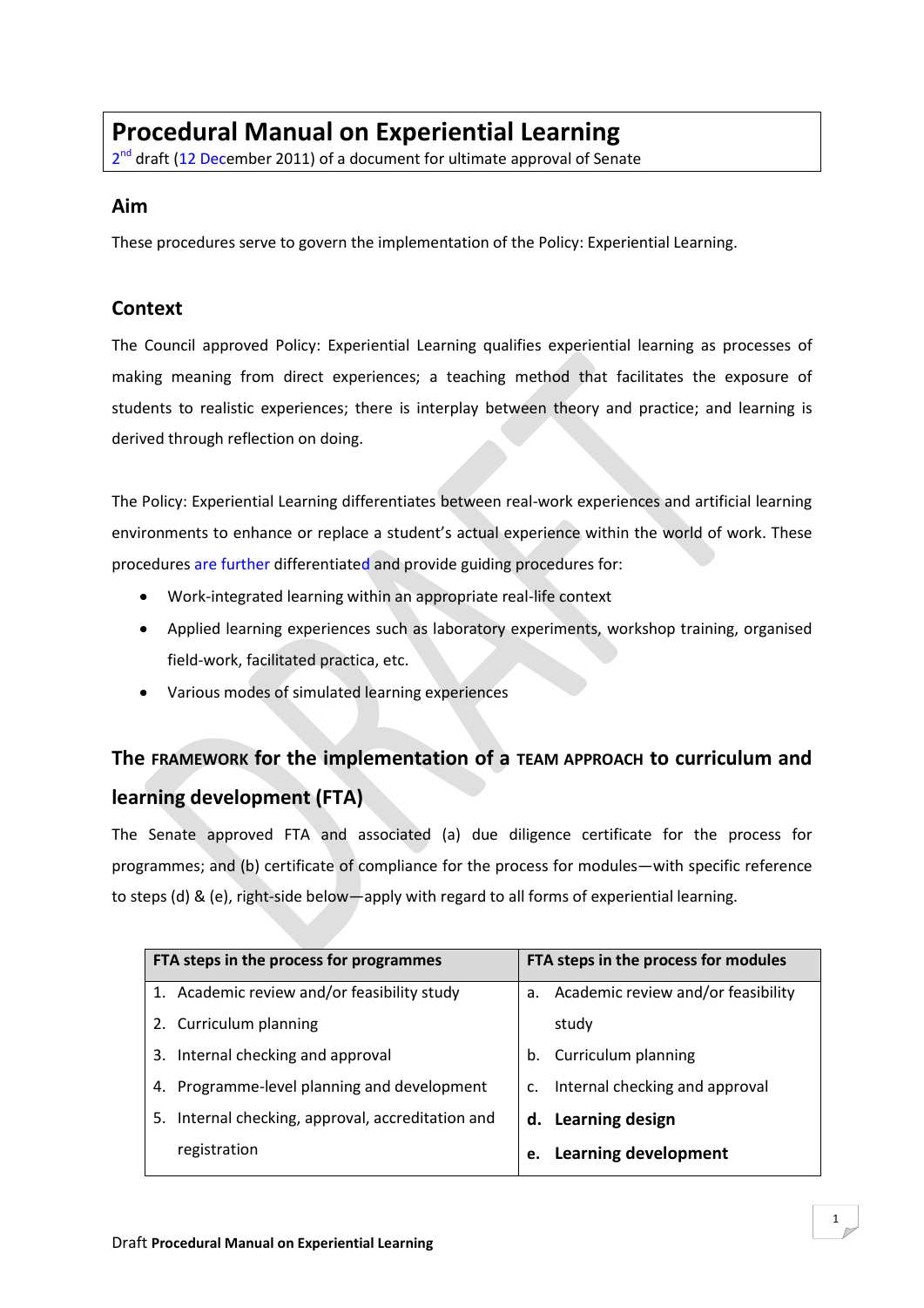# Procedural Manual on Experiential Learning

2nd draft (12 December 2011) of a document for ultimate approval of Senate

## Aim

These procedures serve to govern the implementation of the Policy: Experiential Learning.

## Context

The Council approved Policy: Experiential Learning qualifies experiential learning as processes of making meaning from direct experiences; a teaching method that facilitates the exposure of students to realistic experiences; there is interplay between theory and practice; and learning is derived through reflection on doing.

The Policy: Experiential Learning differentiates between real-work experiences and artificial learning environments to enhance or replace a student's actual experience within the world of work. These procedures are further differentiated and provide guiding procedures for:

- Work-integrated learning within an appropriate real-life context
- Applied learning experiences such as laboratory experiments, workshop training, organised field-work, facilitated practica, etc.
- Various modes of simulated learning experiences

## The FRAMEWORK for the implementation of a TEAM APPROACH to curriculum and learning development (FTA)

The Senate approved FTA and associated (a) due diligence certificate for the process for programmes; and (b) certificate of compliance for the process for modules—with specific reference to steps (d) & (e), right-side below—apply with regard to all forms of experiential learning.

| FTA steps in the process for programmes | FTA steps in the process for modules |
|---|---|
| 1. Academic review and/or feasibility study | a. Academic review and/or feasibility study |
| 2. Curriculum planning | b. Curriculum planning |
| 3. Internal checking and approval | c. Internal checking and approval |
| 4. Programme-level planning and development | **d. Learning design** |
| 5. Internal checking, approval, accreditation and registration | **e. Learning development** |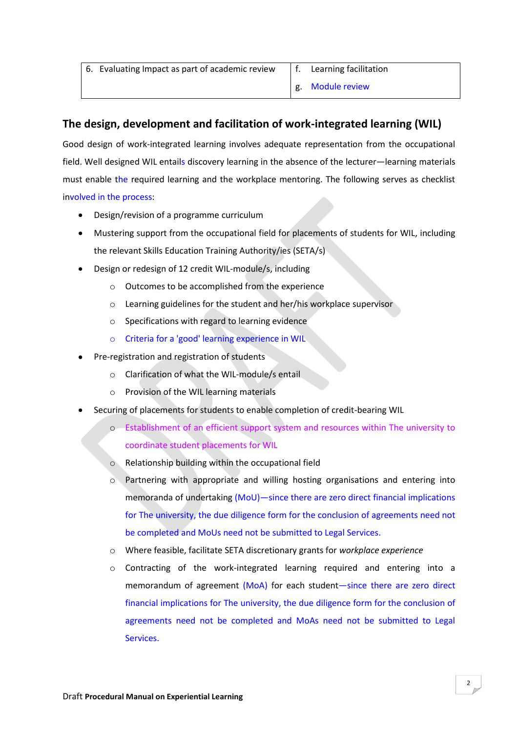| 6. Evaluating Impact as part of academic review | f. Learning facilitation<br>g. Module review |
|---|---|

## The design, development and facilitation of work-integrated learning (WIL)

Good design of work-integrated learning involves adequate representation from the occupational field. Well designed WIL entails discovery learning in the absence of the lecturer—learning materials must enable the required learning and the workplace mentoring. The following serves as checklist involved in the process:

- Design/revision of a programme curriculum
- Mustering support from the occupational field for placements of students for WIL, including the relevant Skills Education Training Authority/ies (SETA/s)
- Design or redesign of 12 credit WIL-module/s, including
  - Outcomes to be accomplished from the experience
  - Learning guidelines for the student and her/his workplace supervisor
  - Specifications with regard to learning evidence
  - Criteria for a 'good' learning experience in WIL
- Pre-registration and registration of students
  - Clarification of what the WIL-module/s entail
  - Provision of the WIL learning materials
- Securing of placements for students to enable completion of credit-bearing WIL
  - Establishment of an efficient support system and resources within The university to coordinate student placements for WIL
  - Relationship building within the occupational field
  - Partnering with appropriate and willing hosting organisations and entering into memoranda of undertaking (MoU)—since there are zero direct financial implications for The university, the due diligence form for the conclusion of agreements need not be completed and MoUs need not be submitted to Legal Services.
  - Where feasible, facilitate SETA discretionary grants for *workplace experience*
  - Contracting of the work-integrated learning required and entering into a memorandum of agreement (MoA) for each student—since there are zero direct financial implications for The university, the due diligence form for the conclusion of agreements need not be completed and MoAs need not be submitted to Legal Services.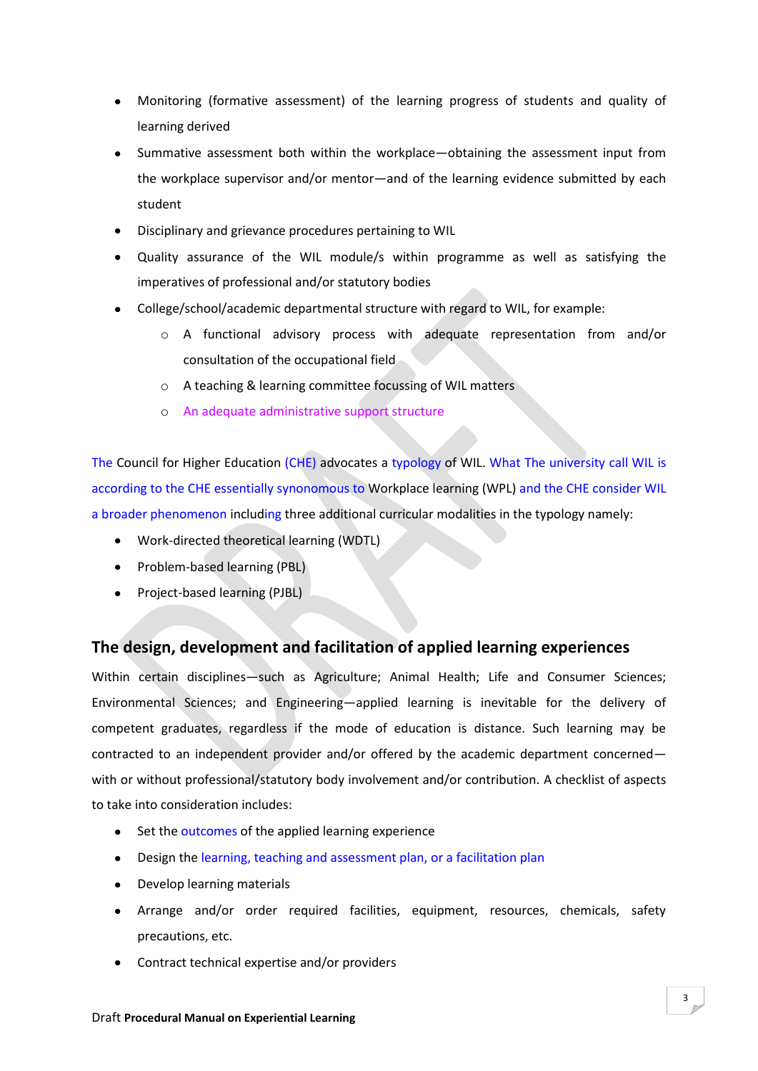- Monitoring (formative assessment) of the learning progress of students and quality of learning derived
- Summative assessment both within the workplace—obtaining the assessment input from the workplace supervisor and/or mentor—and of the learning evidence submitted by each student
- Disciplinary and grievance procedures pertaining to WIL
- Quality assurance of the WIL module/s within programme as well as satisfying the imperatives of professional and/or statutory bodies
- College/school/academic departmental structure with regard to WIL, for example:
  - A functional advisory process with adequate representation from and/or consultation of the occupational field
  - A teaching & learning committee focussing of WIL matters
  - An adequate administrative support structure

The Council for Higher Education (CHE) advocates a typology of WIL. What The university call WIL is according to the CHE essentially synonomous to Workplace learning (WPL) and the CHE consider WIL a broader phenomenon including three additional curricular modalities in the typology namely:

- Work-directed theoretical learning (WDTL)
- Problem-based learning (PBL)
- Project-based learning (PJBL)

## The design, development and facilitation of applied learning experiences

Within certain disciplines—such as Agriculture; Animal Health; Life and Consumer Sciences; Environmental Sciences; and Engineering—applied learning is inevitable for the delivery of competent graduates, regardless if the mode of education is distance. Such learning may be contracted to an independent provider and/or offered by the academic department concerned—with or without professional/statutory body involvement and/or contribution. A checklist of aspects to take into consideration includes:

- Set the outcomes of the applied learning experience
- Design the learning, teaching and assessment plan, or a facilitation plan
- Develop learning materials
- Arrange and/or order required facilities, equipment, resources, chemicals, safety precautions, etc.
- Contract technical expertise and/or providers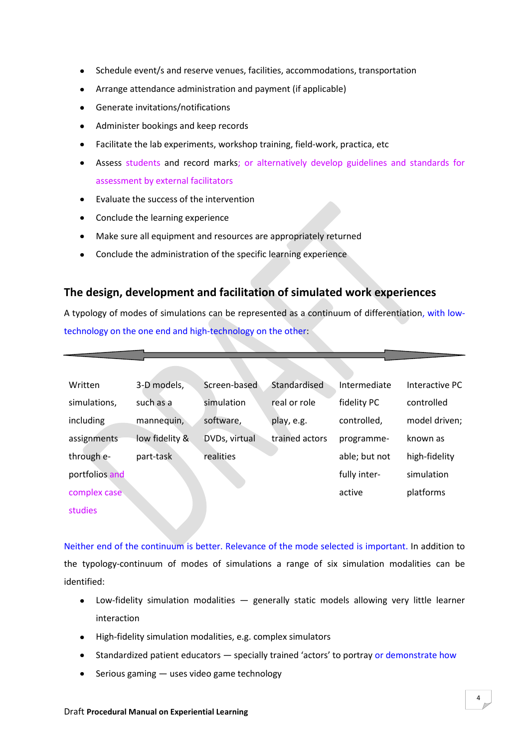- Schedule event/s and reserve venues, facilities, accommodations, transportation
- Arrange attendance administration and payment (if applicable)
- Generate invitations/notifications
- Administer bookings and keep records
- Facilitate the lab experiments, workshop training, field-work, practica, etc
- Assess students and record marks; or alternatively develop guidelines and standards for assessment by external facilitators
- Evaluate the success of the intervention
- Conclude the learning experience
- Make sure all equipment and resources are appropriately returned
- Conclude the administration of the specific learning experience

## The design, development and facilitation of simulated work experiences

A typology of modes of simulations can be represented as a continuum of differentiation, with low-technology on the one end and high-technology on the other:

| Written simulations, including assignments through e-portfolios and complex case studies | 3-D models, such as a mannequin, low fidelity & part-task | Screen-based simulation software, DVDs, virtual realities | Standardised real or role play, e.g. trained actors | Intermediate fidelity PC controlled, programme-able; but not fully inter-active | Interactive PC controlled model driven; known as high-fidelity simulation platforms |
|---|---|---|---|---|---|

Neither end of the continuum is better. Relevance of the mode selected is important. In addition to the typology-continuum of modes of simulations a range of six simulation modalities can be identified:

- Low-fidelity simulation modalities — generally static models allowing very little learner interaction
- High-fidelity simulation modalities, e.g. complex simulators
- Standardized patient educators — specially trained 'actors' to portray or demonstrate how
- Serious gaming — uses video game technology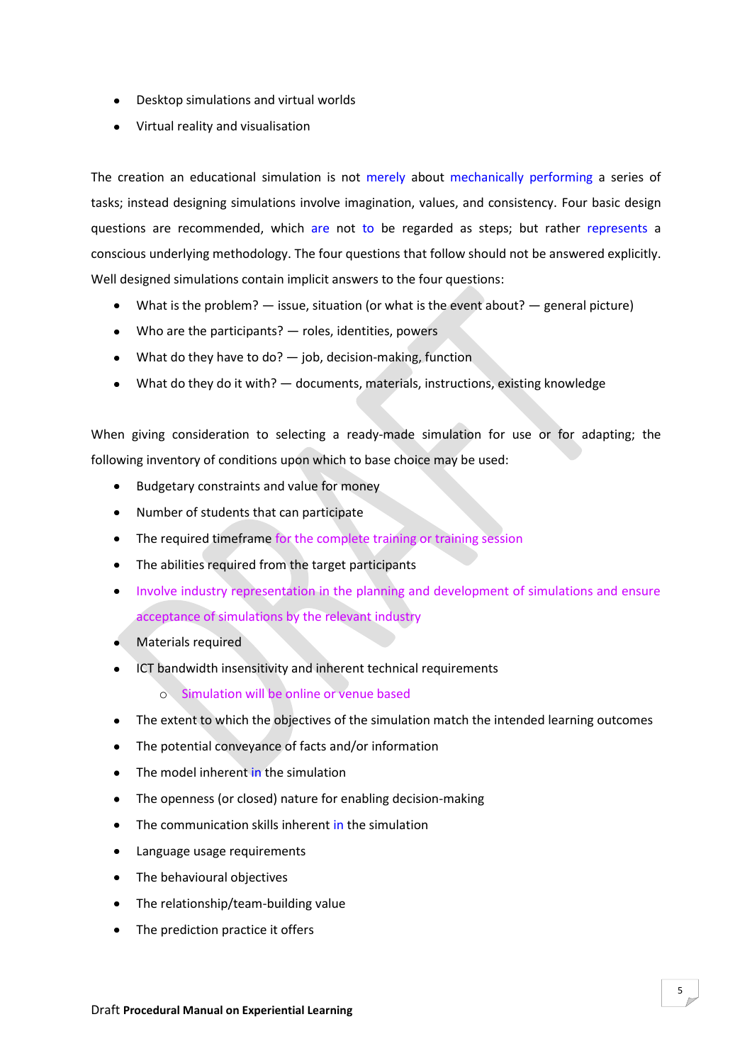- Desktop simulations and virtual worlds
- Virtual reality and visualisation

The creation an educational simulation is not merely about mechanically performing a series of tasks; instead designing simulations involve imagination, values, and consistency. Four basic design questions are recommended, which are not to be regarded as steps; but rather represents a conscious underlying methodology. The four questions that follow should not be answered explicitly. Well designed simulations contain implicit answers to the four questions:

- What is the problem? — issue, situation (or what is the event about? — general picture)
- Who are the participants? — roles, identities, powers
- What do they have to do? — job, decision-making, function
- What do they do it with? — documents, materials, instructions, existing knowledge

When giving consideration to selecting a ready-made simulation for use or for adapting; the following inventory of conditions upon which to base choice may be used:

- Budgetary constraints and value for money
- Number of students that can participate
- The required timeframe for the complete training or training session
- The abilities required from the target participants
- Involve industry representation in the planning and development of simulations and ensure acceptance of simulations by the relevant industry
- Materials required
- ICT bandwidth insensitivity and inherent technical requirements
    - Simulation will be online or venue based
- The extent to which the objectives of the simulation match the intended learning outcomes
- The potential conveyance of facts and/or information
- The model inherent in the simulation
- The openness (or closed) nature for enabling decision-making
- The communication skills inherent in the simulation
- Language usage requirements
- The behavioural objectives
- The relationship/team-building value
- The prediction practice it offers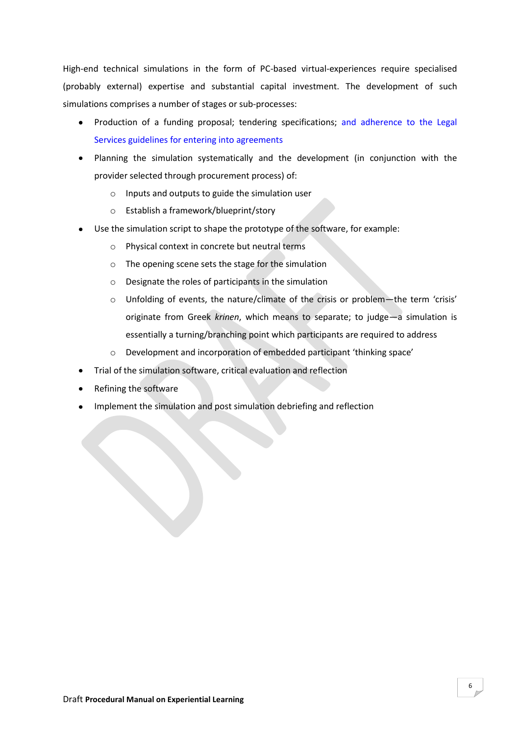High-end technical simulations in the form of PC-based virtual-experiences require specialised (probably external) expertise and substantial capital investment. The development of such simulations comprises a number of stages or sub-processes:

- Production of a funding proposal; tendering specifications; and adherence to the Legal Services guidelines for entering into agreements
- Planning the simulation systematically and the development (in conjunction with the provider selected through procurement process) of:
  - Inputs and outputs to guide the simulation user
  - Establish a framework/blueprint/story
- Use the simulation script to shape the prototype of the software, for example:
  - Physical context in concrete but neutral terms
  - The opening scene sets the stage for the simulation
  - Designate the roles of participants in the simulation
  - Unfolding of events, the nature/climate of the crisis or problem—the term 'crisis' originate from Greek *krinen*, which means to separate; to judge—a simulation is essentially a turning/branching point which participants are required to address
  - Development and incorporation of embedded participant 'thinking space'
- Trial of the simulation software, critical evaluation and reflection
- Refining the software
- Implement the simulation and post simulation debriefing and reflection